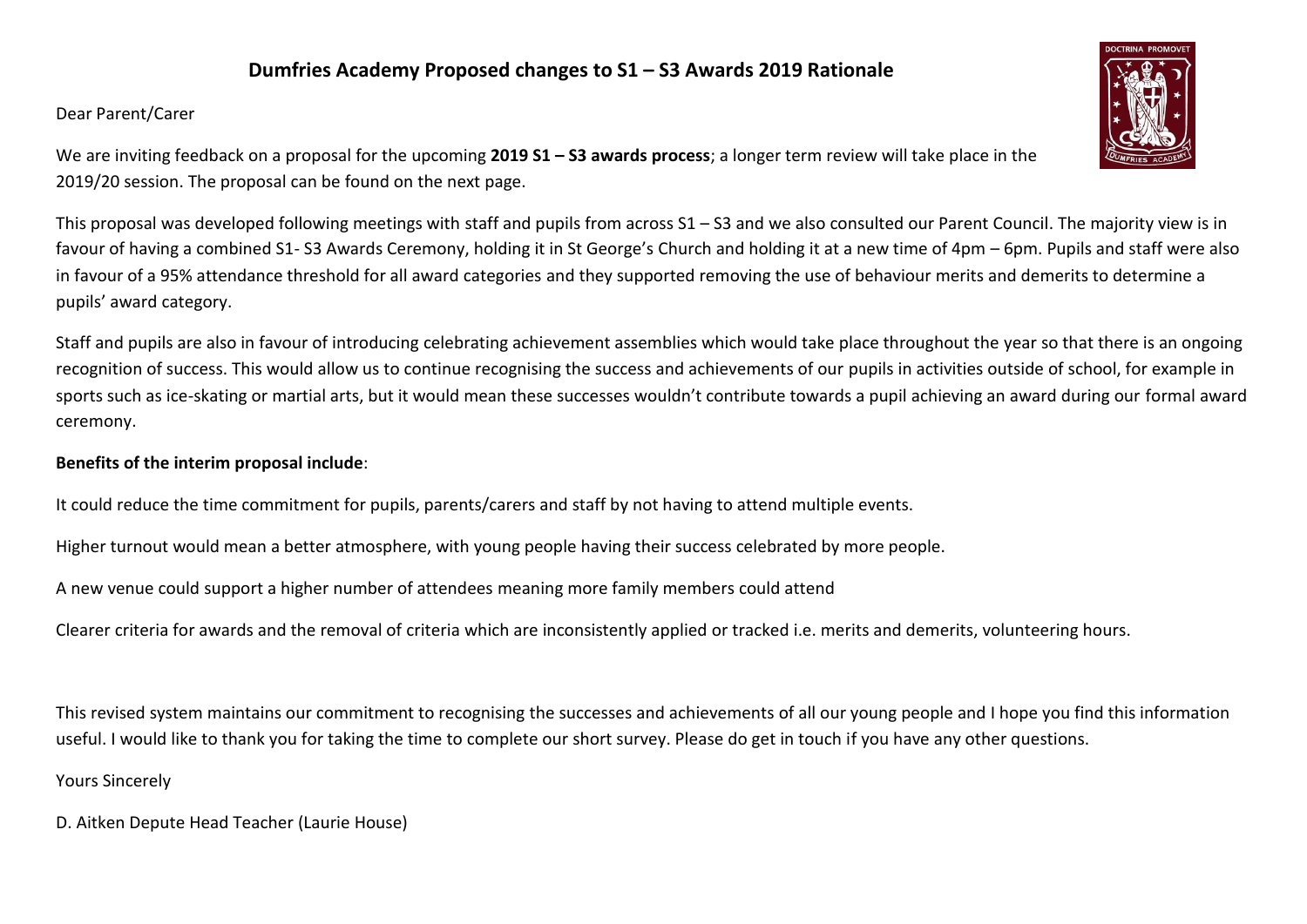# Dumfries Academy Proposed changes to S1 – S3 Awards 2019 Rationale

Dear Parent/Carer

We are inviting feedback on a proposal for the upcoming **2019 S1 – S3 awards process**; a longer term review will take place in the 2019/20 session. The proposal can be found on the next page.

This proposal was developed following meetings with staff and pupils from across S1 – S3 and we also consulted our Parent Council. The majority view is in favour of having a combined S1- S3 Awards Ceremony, holding it in St George's Church and holding it at a new time of 4pm – 6pm. Pupils and staff were also in favour of a 95% attendance threshold for all award categories and they supported removing the use of behaviour merits and demerits to determine a pupils' award category.

Staff and pupils are also in favour of introducing celebrating achievement assemblies which would take place throughout the year so that there is an ongoing recognition of success. This would allow us to continue recognising the success and achievements of our pupils in activities outside of school, for example in sports such as ice-skating or martial arts, but it would mean these successes wouldn't contribute towards a pupil achieving an award during our formal award ceremony.

**Benefits of the interim proposal include**:

It could reduce the time commitment for pupils, parents/carers and staff by not having to attend multiple events.

Higher turnout would mean a better atmosphere, with young people having their success celebrated by more people.

A new venue could support a higher number of attendees meaning more family members could attend

Clearer criteria for awards and the removal of criteria which are inconsistently applied or tracked i.e. merits and demerits, volunteering hours.

This revised system maintains our commitment to recognising the successes and achievements of all our young people and I hope you find this information useful. I would like to thank you for taking the time to complete our short survey. Please do get in touch if you have any other questions.

Yours Sincerely

D. Aitken Depute Head Teacher (Laurie House)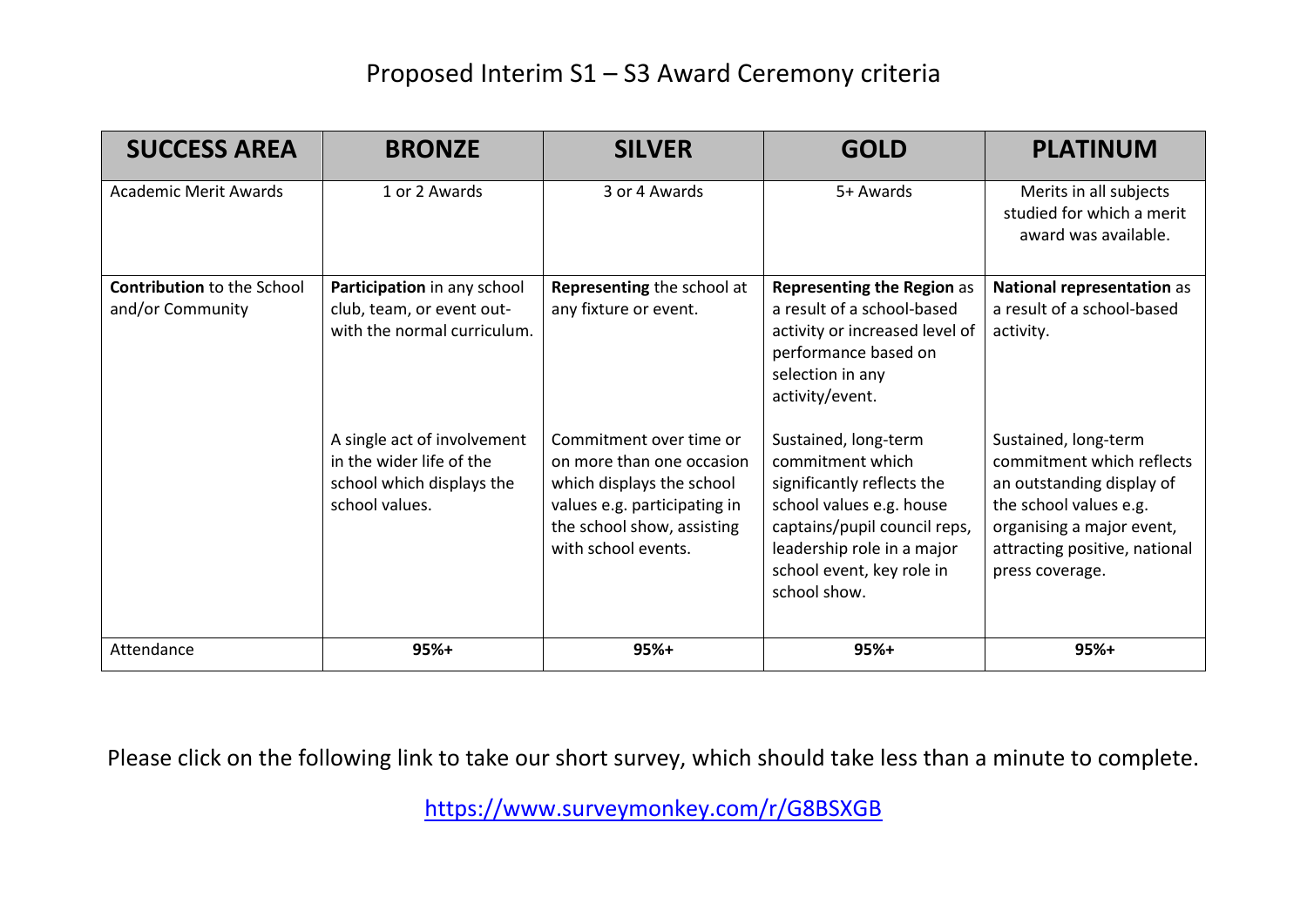# Proposed Interim S1 – S3 Award Ceremony criteria

| SUCCESS AREA | BRONZE | SILVER | GOLD | PLATINUM |
|---|---|---|---|---|
| Academic Merit Awards | 1 or 2 Awards | 3 or 4 Awards | 5+ Awards | Merits in all subjects studied for which a merit award was available. |
| **Contribution** to the School and/or Community | **Participation** in any school club, team, or event out-with the normal curriculum.<br><br>A single act of involvement in the wider life of the school which displays the school values. | **Representing** the school at any fixture or event.<br><br>Commitment over time or on more than one occasion which displays the school values e.g. participating in the school show, assisting with school events. | **Representing the Region** as a result of a school-based activity or increased level of performance based on selection in any activity/event.<br><br>Sustained, long-term commitment which significantly reflects the school values e.g. house captains/pupil council reps, leadership role in a major school event, key role in school show. | **National representation** as a result of a school-based activity.<br><br>Sustained, long-term commitment which reflects an outstanding display of the school values e.g. organising a major event, attracting positive, national press coverage. |
| Attendance | **95%+** | **95%+** | **95%+** | **95%+** |

Please click on the following link to take our short survey, which should take less than a minute to complete.

https://www.surveymonkey.com/r/G8BSXGB